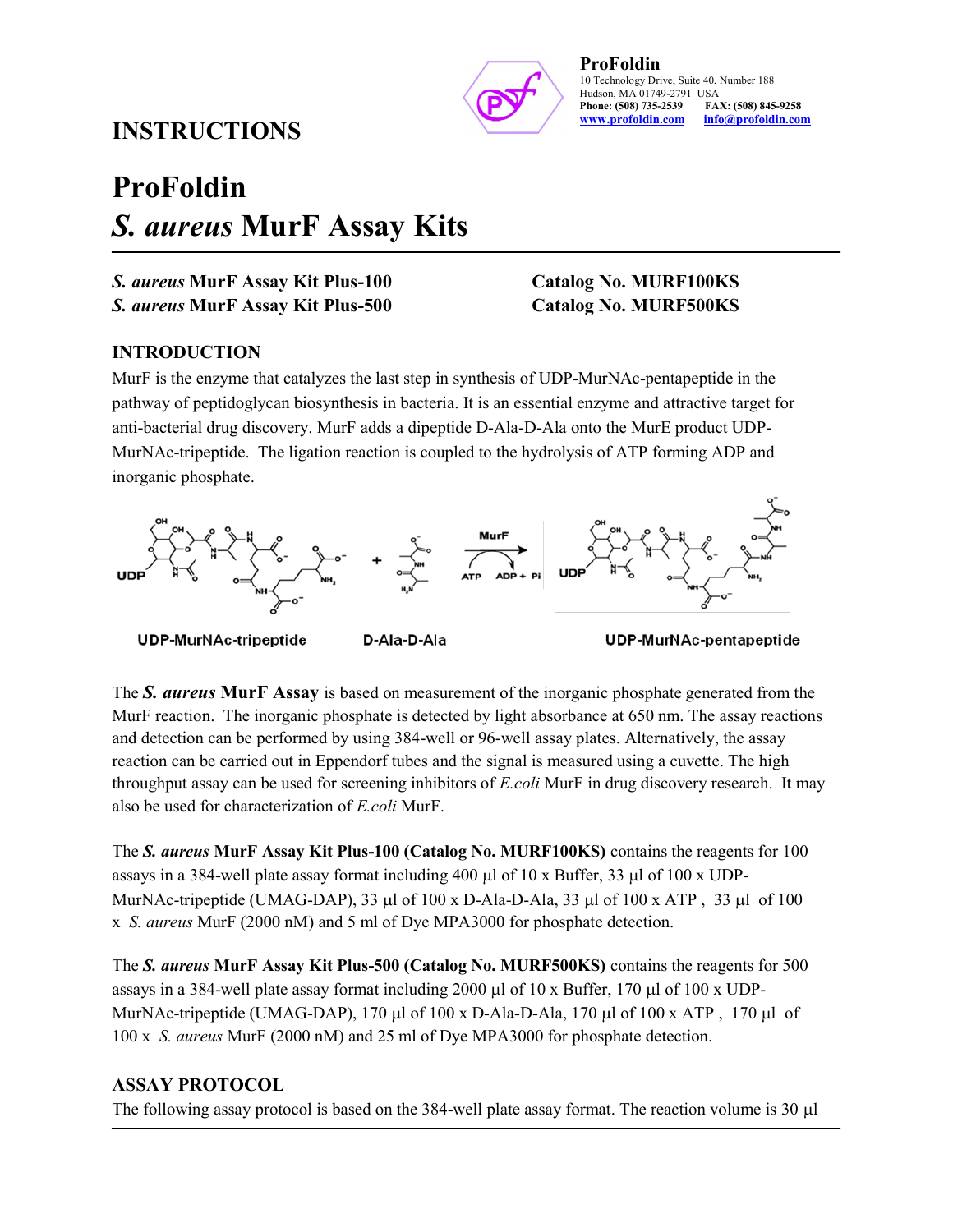ProFoldin
10 Technology Drive, Suite 40, Number 188
Hudson, MA 01749-2791 USA
**Phone: (508) 735-2539** **FAX: (508) 845-9258**
www.profoldin.com info@profoldin.com

## INSTRUCTIONS

# ProFoldin
# *S. aureus* MurF Assay Kits

***S. aureus* MurF Assay Kit Plus-100** **Catalog No. MURF100KS**
***S. aureus* MurF Assay Kit Plus-500** **Catalog No. MURF500KS**

## INTRODUCTION

MurF is the enzyme that catalyzes the last step in synthesis of UDP-MurNAc-pentapeptide in the pathway of peptidoglycan biosynthesis in bacteria. It is an essential enzyme and attractive target for anti-bacterial drug discovery. MurF adds a dipeptide D-Ala-D-Ala onto the MurE product UDP-MurNAc-tripeptide. The ligation reaction is coupled to the hydrolysis of ATP forming ADP and inorganic phosphate.

UDP-MurNAc-tripeptide + D-Ala-D-Ala → (MurF; ATP → ADP + Pi) → UDP-MurNAc-pentapeptide

The ***S. aureus* MurF Assay** is based on measurement of the inorganic phosphate generated from the MurF reaction. The inorganic phosphate is detected by light absorbance at 650 nm. The assay reactions and detection can be performed by using 384-well or 96-well assay plates. Alternatively, the assay reaction can be carried out in Eppendorf tubes and the signal is measured using a cuvette. The high throughput assay can be used for screening inhibitors of *E.coli* MurF in drug discovery research. It may also be used for characterization of *E.coli* MurF.

The ***S. aureus* MurF Assay Kit Plus-100 (Catalog No. MURF100KS)** contains the reagents for 100 assays in a 384-well plate assay format including 400 µl of 10 x Buffer, 33 µl of 100 x UDP-MurNAc-tripeptide (UMAG-DAP), 33 µl of 100 x D-Ala-D-Ala, 33 µl of 100 x ATP , 33 µl of 100 x *S. aureus* MurF (2000 nM) and 5 ml of Dye MPA3000 for phosphate detection.

The ***S. aureus* MurF Assay Kit Plus-500 (Catalog No. MURF500KS)** contains the reagents for 500 assays in a 384-well plate assay format including 2000 µl of 10 x Buffer, 170 µl of 100 x UDP-MurNAc-tripeptide (UMAG-DAP), 170 µl of 100 x D-Ala-D-Ala, 170 µl of 100 x ATP , 170 µl of 100 x *S. aureus* MurF (2000 nM) and 25 ml of Dye MPA3000 for phosphate detection.

## ASSAY PROTOCOL

The following assay protocol is based on the 384-well plate assay format. The reaction volume is 30 µl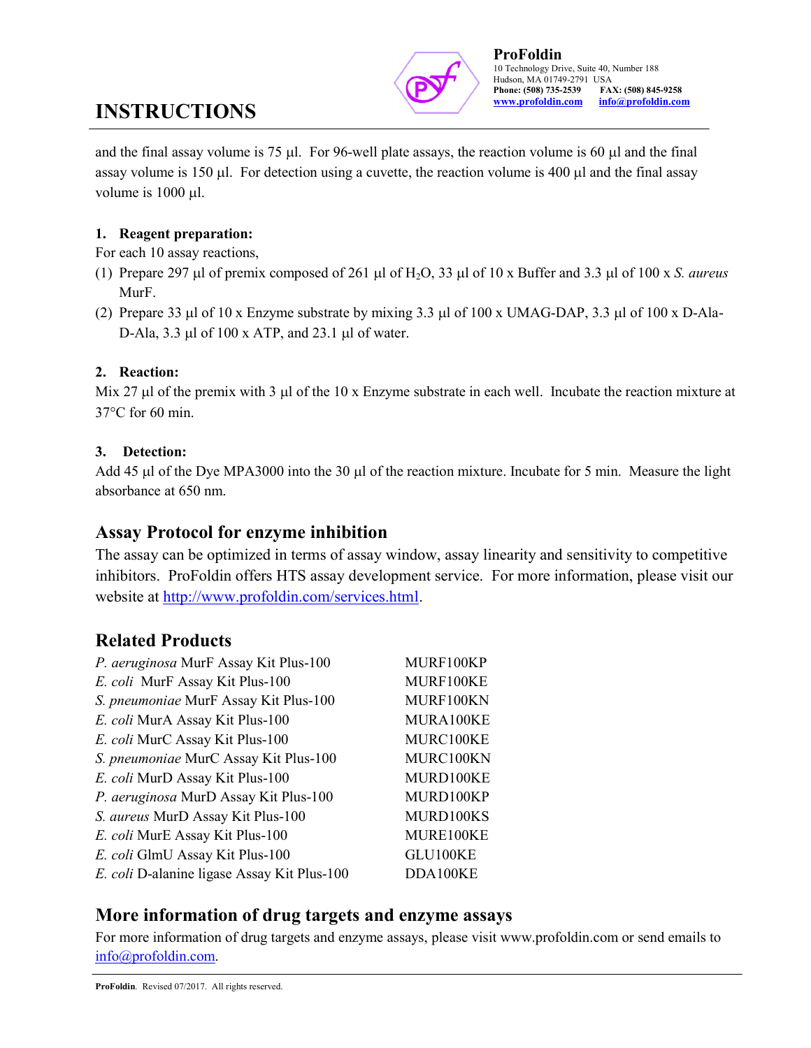and the final assay volume is 75 µl. For 96-well plate assays, the reaction volume is 60 µl and the final assay volume is 150 µl. For detection using a cuvette, the reaction volume is 400 µl and the final assay volume is 1000 µl.

**1. Reagent preparation:**

For each 10 assay reactions,

(1) Prepare 297 µl of premix composed of 261 µl of $H_2O$, 33 µl of 10 x Buffer and 3.3 µl of 100 x *S. aureus* MurF.

(2) Prepare 33 µl of 10 x Enzyme substrate by mixing 3.3 µl of 100 x UMAG-DAP, 3.3 µl of 100 x D-Ala-D-Ala, 3.3 µl of 100 x ATP, and 23.1 µl of water.

**2. Reaction:**

Mix 27 µl of the premix with 3 µl of the 10 x Enzyme substrate in each well. Incubate the reaction mixture at 37°C for 60 min.

**3. Detection:**

Add 45 µl of the Dye MPA3000 into the 30 µl of the reaction mixture. Incubate for 5 min. Measure the light absorbance at 650 nm.

## Assay Protocol for enzyme inhibition

The assay can be optimized in terms of assay window, assay linearity and sensitivity to competitive inhibitors. ProFoldin offers HTS assay development service. For more information, please visit our website at http://www.profoldin.com/services.html.

## Related Products

| | |
|---|---|
| *P. aeruginosa* MurF Assay Kit Plus-100 | MURF100KP |
| *E. coli* MurF Assay Kit Plus-100 | MURF100KE |
| *S. pneumoniae* MurF Assay Kit Plus-100 | MURF100KN |
| *E. coli* MurA Assay Kit Plus-100 | MURA100KE |
| *E. coli* MurC Assay Kit Plus-100 | MURC100KE |
| *S. pneumoniae* MurC Assay Kit Plus-100 | MURC100KN |
| *E. coli* MurD Assay Kit Plus-100 | MURD100KE |
| *P. aeruginosa* MurD Assay Kit Plus-100 | MURD100KP |
| *S. aureus* MurD Assay Kit Plus-100 | MURD100KS |
| *E. coli* MurE Assay Kit Plus-100 | MURE100KE |
| *E. coli* GlmU Assay Kit Plus-100 | GLU100KE |
| *E. coli* D-alanine ligase Assay Kit Plus-100 | DDA100KE |

## More information of drug targets and enzyme assays

For more information of drug targets and enzyme assays, please visit www.profoldin.com or send emails to info@profoldin.com.